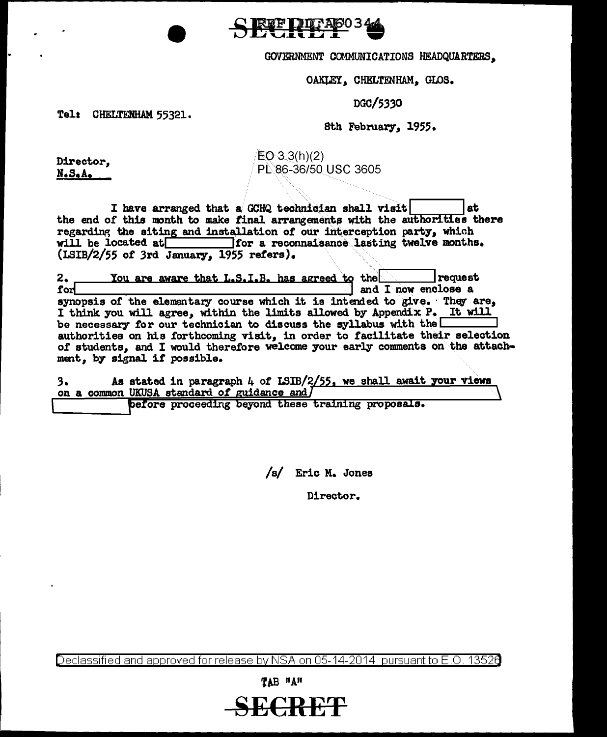SECRET

REF ID:A60344

GOVERNMENT COMMUNICATIONS HEADQUARTERS,

OAKLEY, CHELTENHAM, GLOS.

DGC/5330

Tel: CHELTENHAM 55321.

8th February, 1955.

Director,
**N.S.A.**

EO 3.3(h)(2)
PL 86-36/50 USC 3605

I have arranged that a GCHQ technician shall visit [ ] at the end of this month to make final arrangements with the authorities there regarding the siting and installation of our interception party, which will be located at [ ] for a reconnaisance lasting twelve months. (LSIB/2/55 of 3rd January, 1955 refers).

2. You are aware that L.S.I.B. has agreed to the [ ] request for [ ] and I now enclose a synopsis of the elementary course which it is intended to give. They are, I think you will agree, within the limits allowed by Appendix P. It will be necessary for our technician to discuss the syllabus with the [ ] authorities on his forthcoming visit, in order to facilitate their selection of students, and I would therefore welcome your early comments on the attachment, by signal if possible.

3. As stated in paragraph 4 of LSIB/2/55, we shall await your views on a common UKUSA standard of guidance and [ ] before proceeding beyond these training proposals.

/s/ Eric M. Jones

Director.

Declassified and approved for release by NSA on 05-14-2014 pursuant to E.O. 13526

TAB "A"

SECRET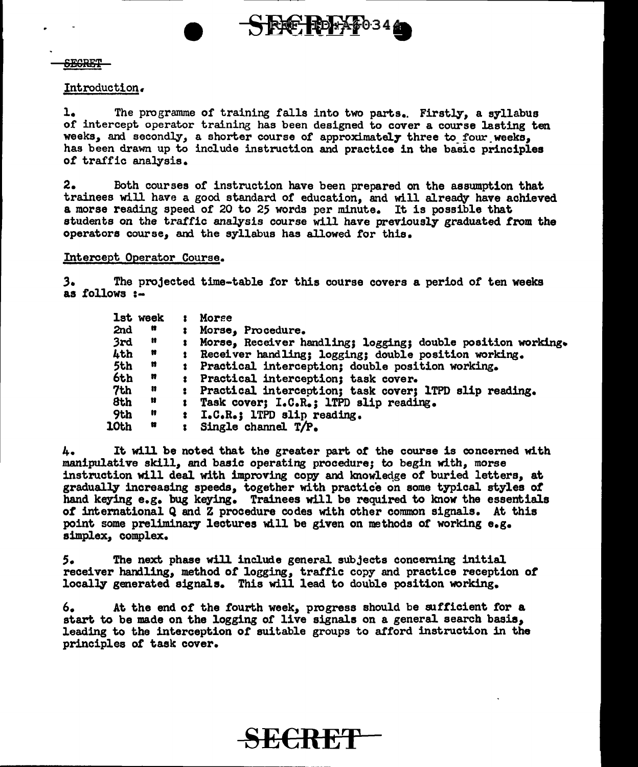SECRET

Introduction.

1. The programme of training falls into two parts. Firstly, a syllabus of intercept operator training has been designed to cover a course lasting ten weeks, and secondly, a shorter course of approximately three to four weeks, has been drawn up to include instruction and practice in the basic principles of traffic analysis.

2. Both courses of instruction have been prepared on the assumption that trainees will have a good standard of education, and will already have achieved a morse reading speed of 20 to 25 words per minute. It is possible that students on the traffic analysis course will have previously graduated from the operators course, and the syllabus has allowed for this.

Intercept Operator Course.

3. The projected time-table for this course covers a period of ten weeks as follows :-

| | |
|---|---|
| 1st week | : Morse |
| 2nd " | : Morse, Procedure. |
| 3rd " | : Morse, Receiver handling; logging; double position working. |
| 4th " | : Receiver handling; logging; double position working. |
| 5th " | : Practical interception; double position working. |
| 6th " | : Practical interception; task cover. |
| 7th " | : Practical interception; task cover; 1TPD slip reading. |
| 8th " | : Task cover; I.C.R.; 1TPD slip reading. |
| 9th " | : I.C.R.; 1TPD slip reading. |
| 10th " | : Single channel T/P. |

4. It will be noted that the greater part of the course is concerned with manipulative skill, and basic operating procedure; to begin with, morse instruction will deal with improving copy and knowledge of buried letters, at gradually increasing speeds, together with practice on some typical styles of hand keying e.g. bug keying. Trainees will be required to know the essentials of international Q and Z procedure codes with other common signals. At this point some preliminary lectures will be given on methods of working e.g. simplex, complex.

5. The next phase will include general subjects concerning initial receiver handling, method of logging, traffic copy and practice reception of locally generated signals. This will lead to double position working.

6. At the end of the fourth week, progress should be sufficient for a start to be made on the logging of live signals on a general search basis, leading to the interception of suitable groups to afford instruction in the principles of task cover.

SECRET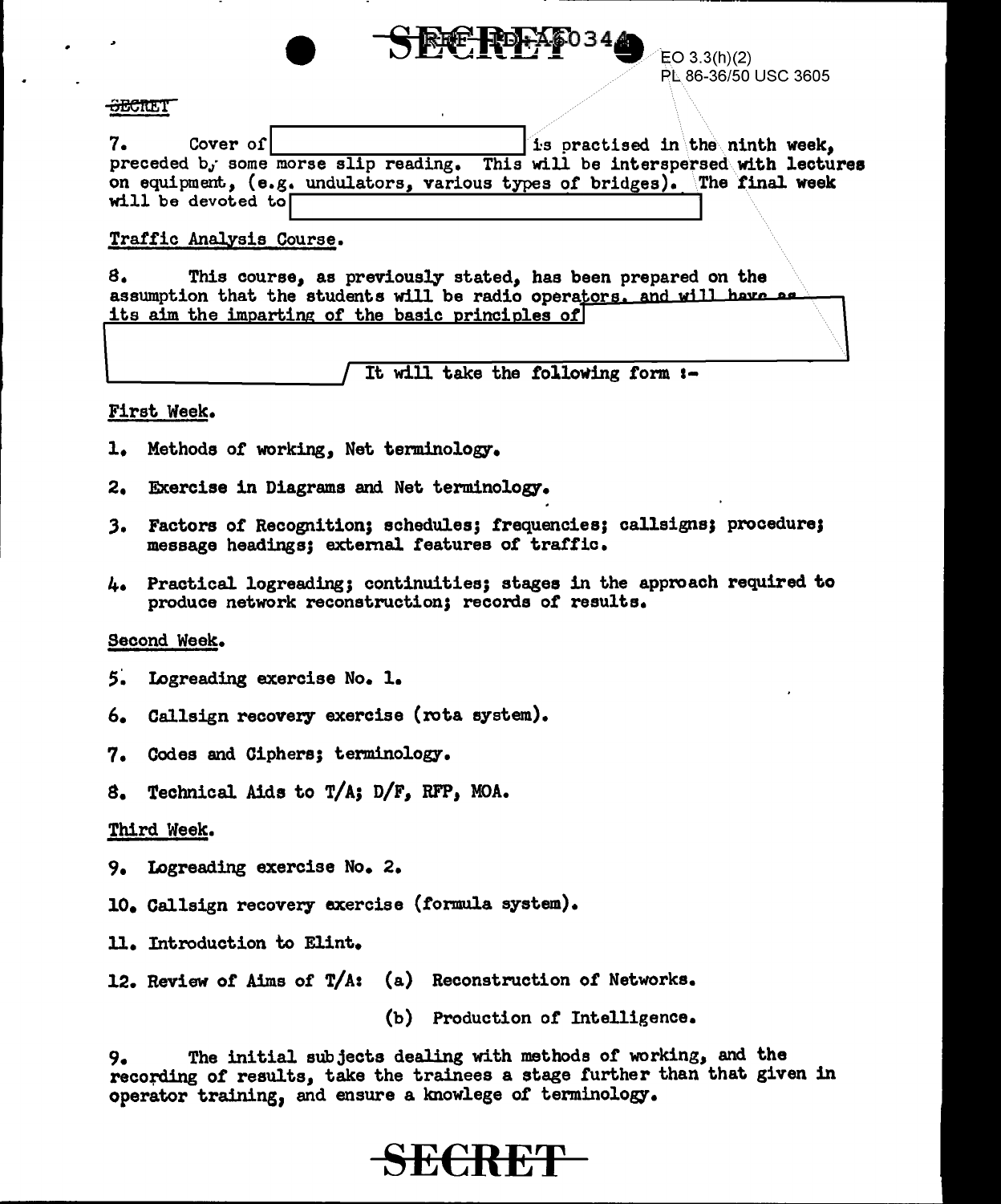7. Cover of [redacted] is practised in the ninth week, preceded by some morse slip reading. This will be interspersed with lectures on equipment, (e.g. undulators, various types of bridges). The final week will be devoted to [redacted]

Traffic Analysis Course.

8. This course, as previously stated, has been prepared on the assumption that the students will be radio operators, and will have as its aim the imparting of the basic principles of [redacted] It will take the following form :-

First Week.

1. Methods of working, Net terminology.

2. Exercise in Diagrams and Net terminology.

3. Factors of Recognition; schedules; frequencies; callsigns; procedure; message headings; external features of traffic.

4. Practical logreading; continuities; stages in the approach required to produce network reconstruction; records of results.

Second Week.

5. Logreading exercise No. 1.

6. Callsign recovery exercise (rota system).

7. Codes and Ciphers; terminology.

8. Technical Aids to T/A; D/F, RFP, MOA.

Third Week.

9. Logreading exercise No. 2.

10. Callsign recovery exercise (formula system).

11. Introduction to Elint.

12. Review of Aims of T/A: (a) Reconstruction of Networks.

(b) Production of Intelligence.

9. The initial subjects dealing with methods of working, and the recording of results, take the trainees a stage further than that given in operator training, and ensure a knowlege of terminology.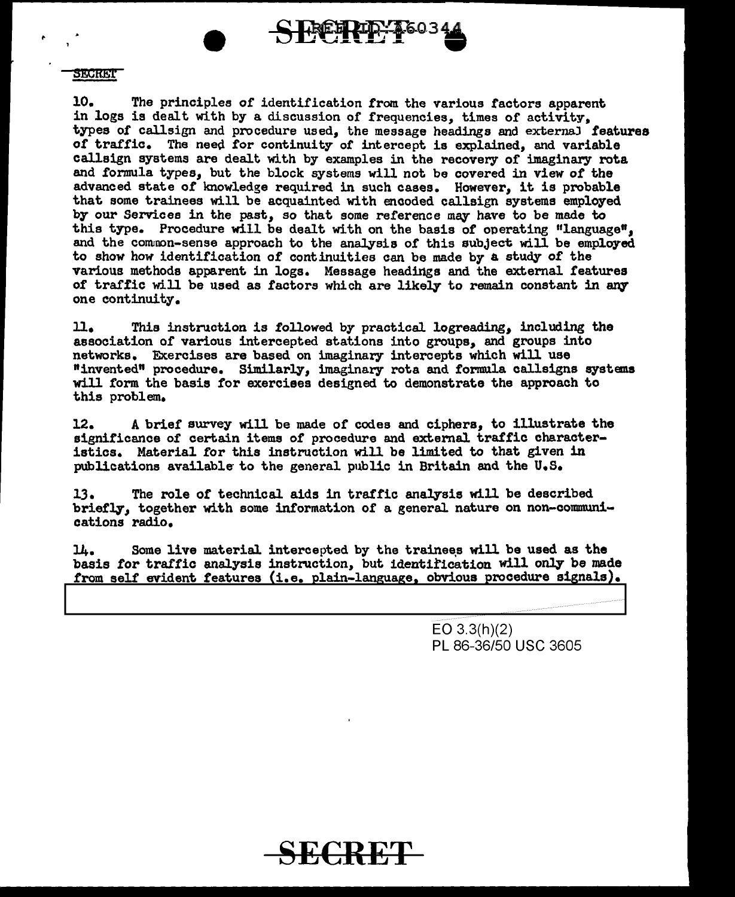10. The principles of identification from the various factors apparent in logs is dealt with by a discussion of frequencies, times of activity, types of callsign and procedure used, the message headings and external features of traffic. The need for continuity of intercept is explained, and variable callsign systems are dealt with by examples in the recovery of imaginary rota and formula types, but the block systems will not be covered in view of the advanced state of knowledge required in such cases. However, it is probable that some trainees will be acquainted with encoded callsign systems employed by our Services in the past, so that some reference may have to be made to this type. Procedure will be dealt with on the basis of operating "language", and the common-sense approach to the analysis of this subject will be employed to show how identification of continuities can be made by a study of the various methods apparent in logs. Message headings and the external features of traffic will be used as factors which are likely to remain constant in any one continuity.

11. This instruction is followed by practical logreading, including the association of various intercepted stations into groups, and groups into networks. Exercises are based on imaginary intercepts which will use "invented" procedure. Similarly, imaginary rota and formula callsigns systems will form the basis for exercises designed to demonstrate the approach to this problem.

12. A brief survey will be made of codes and ciphers, to illustrate the significance of certain items of procedure and external traffic characteristics. Material for this instruction will be limited to that given in publications available to the general public in Britain and the U.S.

13. The role of technical aids in traffic analysis will be described briefly, together with some information of a general nature on non-communications radio.

14. Some live material intercepted by the trainees will be used as the basis for traffic analysis instruction, but identification will only be made from self evident features (i.e. plain-language, obvious procedure signals).

EO 3.3(h)(2)
PL 86-36/50 USC 3605